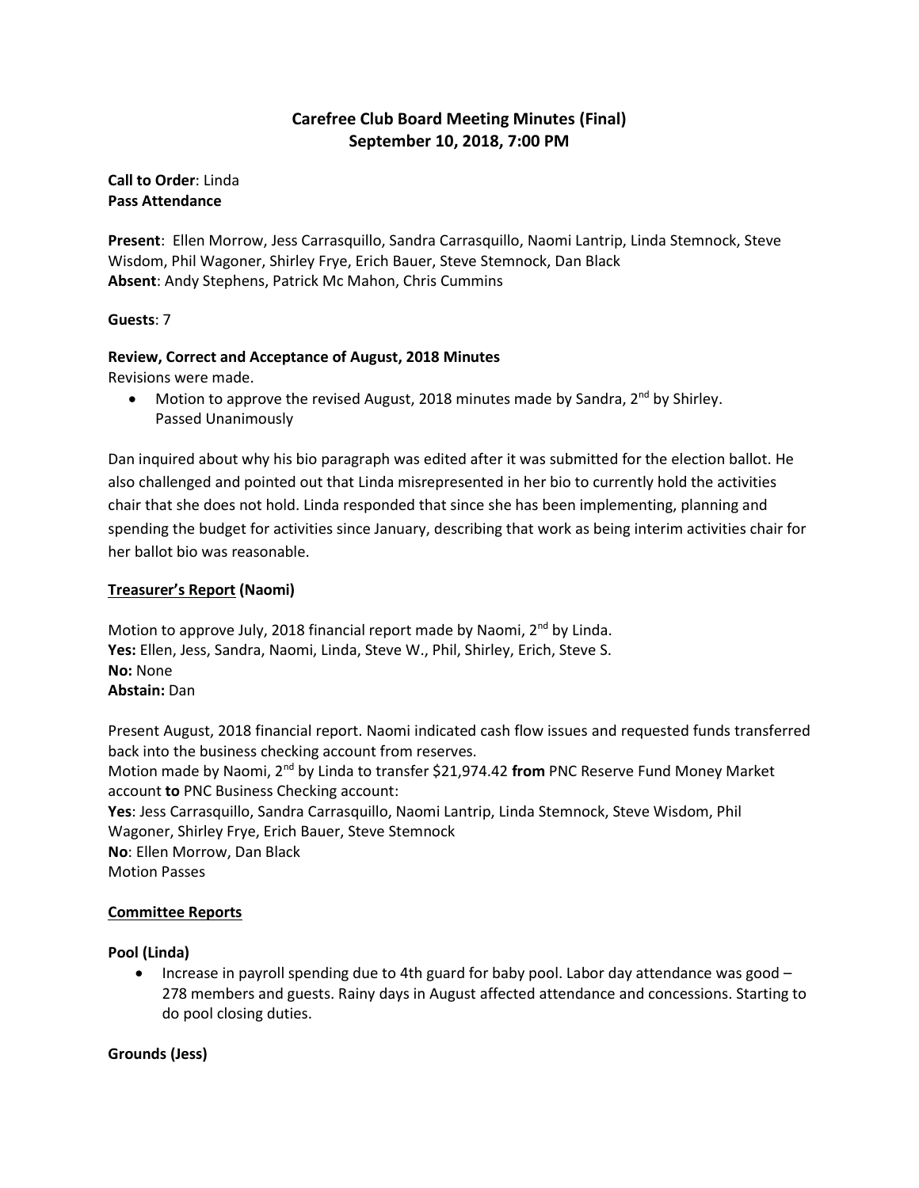# Carefree Club Board Meeting Minutes (Final)
## September 10, 2018, 7:00 PM

**Call to Order**: Linda
**Pass Attendance**

**Present**: Ellen Morrow, Jess Carrasquillo, Sandra Carrasquillo, Naomi Lantrip, Linda Stemnock, Steve Wisdom, Phil Wagoner, Shirley Frye, Erich Bauer, Steve Stemnock, Dan Black
**Absent**: Andy Stephens, Patrick Mc Mahon, Chris Cummins

**Guests**: 7

**Review, Correct and Acceptance of August, 2018 Minutes**
Revisions were made.

- Motion to approve the revised August, 2018 minutes made by Sandra, 2nd by Shirley.
  Passed Unanimously

Dan inquired about why his bio paragraph was edited after it was submitted for the election ballot. He also challenged and pointed out that Linda misrepresented in her bio to currently hold the activities chair that she does not hold. Linda responded that since she has been implementing, planning and spending the budget for activities since January, describing that work as being interim activities chair for her ballot bio was reasonable.

**Treasurer's Report (Naomi)**

Motion to approve July, 2018 financial report made by Naomi, 2nd by Linda.
**Yes:** Ellen, Jess, Sandra, Naomi, Linda, Steve W., Phil, Shirley, Erich, Steve S.
**No:** None
**Abstain:** Dan

Present August, 2018 financial report. Naomi indicated cash flow issues and requested funds transferred back into the business checking account from reserves.
Motion made by Naomi, 2nd by Linda to transfer $21,974.42 **from** PNC Reserve Fund Money Market account **to** PNC Business Checking account:
**Yes**: Jess Carrasquillo, Sandra Carrasquillo, Naomi Lantrip, Linda Stemnock, Steve Wisdom, Phil Wagoner, Shirley Frye, Erich Bauer, Steve Stemnock
**No**: Ellen Morrow, Dan Black
Motion Passes

**Committee Reports**

**Pool (Linda)**

- Increase in payroll spending due to 4th guard for baby pool. Labor day attendance was good – 278 members and guests. Rainy days in August affected attendance and concessions. Starting to do pool closing duties.

**Grounds (Jess)**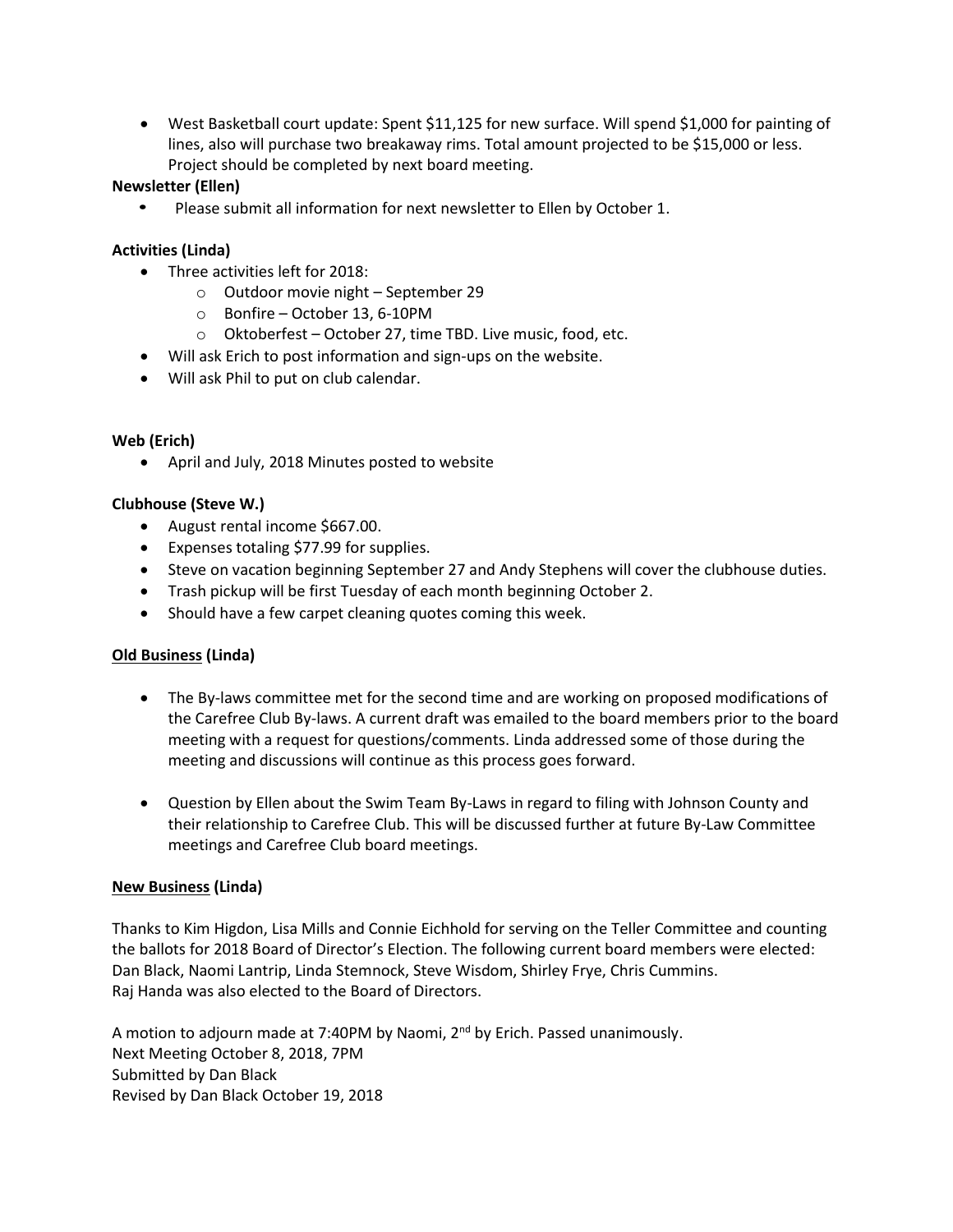- West Basketball court update: Spent $11,125 for new surface. Will spend $1,000 for painting of lines, also will purchase two breakaway rims. Total amount projected to be $15,000 or less. Project should be completed by next board meeting.

**Newsletter (Ellen)**

- Please submit all information for next newsletter to Ellen by October 1.

**Activities (Linda)**

- Three activities left for 2018:
  - Outdoor movie night – September 29
  - Bonfire – October 13, 6-10PM
  - Oktoberfest – October 27, time TBD. Live music, food, etc.
- Will ask Erich to post information and sign-ups on the website.
- Will ask Phil to put on club calendar.

**Web (Erich)**

- April and July, 2018 Minutes posted to website

**Clubhouse (Steve W.)**

- August rental income $667.00.
- Expenses totaling $77.99 for supplies.
- Steve on vacation beginning September 27 and Andy Stephens will cover the clubhouse duties.
- Trash pickup will be first Tuesday of each month beginning October 2.
- Should have a few carpet cleaning quotes coming this week.

**Old Business (Linda)**

- The By-laws committee met for the second time and are working on proposed modifications of the Carefree Club By-laws. A current draft was emailed to the board members prior to the board meeting with a request for questions/comments. Linda addressed some of those during the meeting and discussions will continue as this process goes forward.

- Question by Ellen about the Swim Team By-Laws in regard to filing with Johnson County and their relationship to Carefree Club. This will be discussed further at future By-Law Committee meetings and Carefree Club board meetings.

**New Business (Linda)**

Thanks to Kim Higdon, Lisa Mills and Connie Eichhold for serving on the Teller Committee and counting the ballots for 2018 Board of Director's Election. The following current board members were elected: Dan Black, Naomi Lantrip, Linda Stemnock, Steve Wisdom, Shirley Frye, Chris Cummins.
Raj Handa was also elected to the Board of Directors.

A motion to adjourn made at 7:40PM by Naomi, 2nd by Erich. Passed unanimously.
Next Meeting October 8, 2018, 7PM
Submitted by Dan Black
Revised by Dan Black October 19, 2018